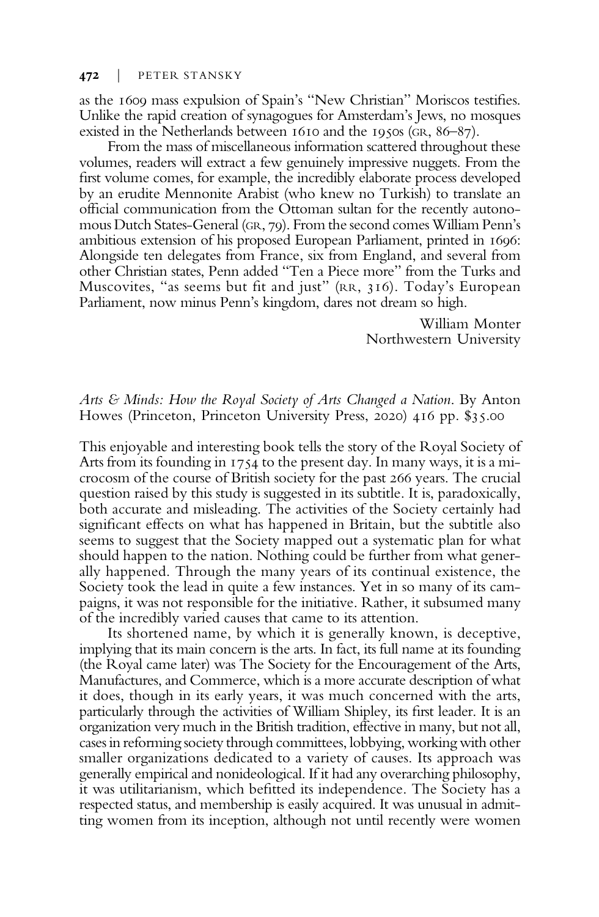as the 1609 mass expulsion of Spain's "New Christian" Moriscos testifies. Unlike the rapid creation of synagogues for Amsterdam's Jews, no mosques existed in the Netherlands between 1610 and the 1950s (GR, 86–87).

From the mass of miscellaneous information scattered throughout these volumes, readers will extract a few genuinely impressive nuggets. From the first volume comes, for example, the incredibly elaborate process developed by an erudite Mennonite Arabist (who knew no Turkish) to translate an official communication from the Ottoman sultan for the recently autonomous Dutch States-General (GR, 79). From the second comes William Penn's ambitious extension of his proposed European Parliament, printed in 1696: Alongside ten delegates from France, six from England, and several from other Christian states, Penn added "Ten a Piece more" from the Turks and Muscovites, "as seems but fit and just" (RR, 316). Today's European Parliament, now minus Penn's kingdom, dares not dream so high.

William Monter
Northwestern University

*Arts & Minds: How the Royal Society of Arts Changed a Nation*. By Anton Howes (Princeton, Princeton University Press, 2020) 416 pp. $35.00

This enjoyable and interesting book tells the story of the Royal Society of Arts from its founding in 1754 to the present day. In many ways, it is a microcosm of the course of British society for the past 266 years. The crucial question raised by this study is suggested in its subtitle. It is, paradoxically, both accurate and misleading. The activities of the Society certainly had significant effects on what has happened in Britain, but the subtitle also seems to suggest that the Society mapped out a systematic plan for what should happen to the nation. Nothing could be further from what generally happened. Through the many years of its continual existence, the Society took the lead in quite a few instances. Yet in so many of its campaigns, it was not responsible for the initiative. Rather, it subsumed many of the incredibly varied causes that came to its attention.

Its shortened name, by which it is generally known, is deceptive, implying that its main concern is the arts. In fact, its full name at its founding (the Royal came later) was The Society for the Encouragement of the Arts, Manufactures, and Commerce, which is a more accurate description of what it does, though in its early years, it was much concerned with the arts, particularly through the activities of William Shipley, its first leader. It is an organization very much in the British tradition, effective in many, but not all, cases in reforming society through committees, lobbying, working with other smaller organizations dedicated to a variety of causes. Its approach was generally empirical and nonideological. If it had any overarching philosophy, it was utilitarianism, which befitted its independence. The Society has a respected status, and membership is easily acquired. It was unusual in admitting women from its inception, although not until recently were women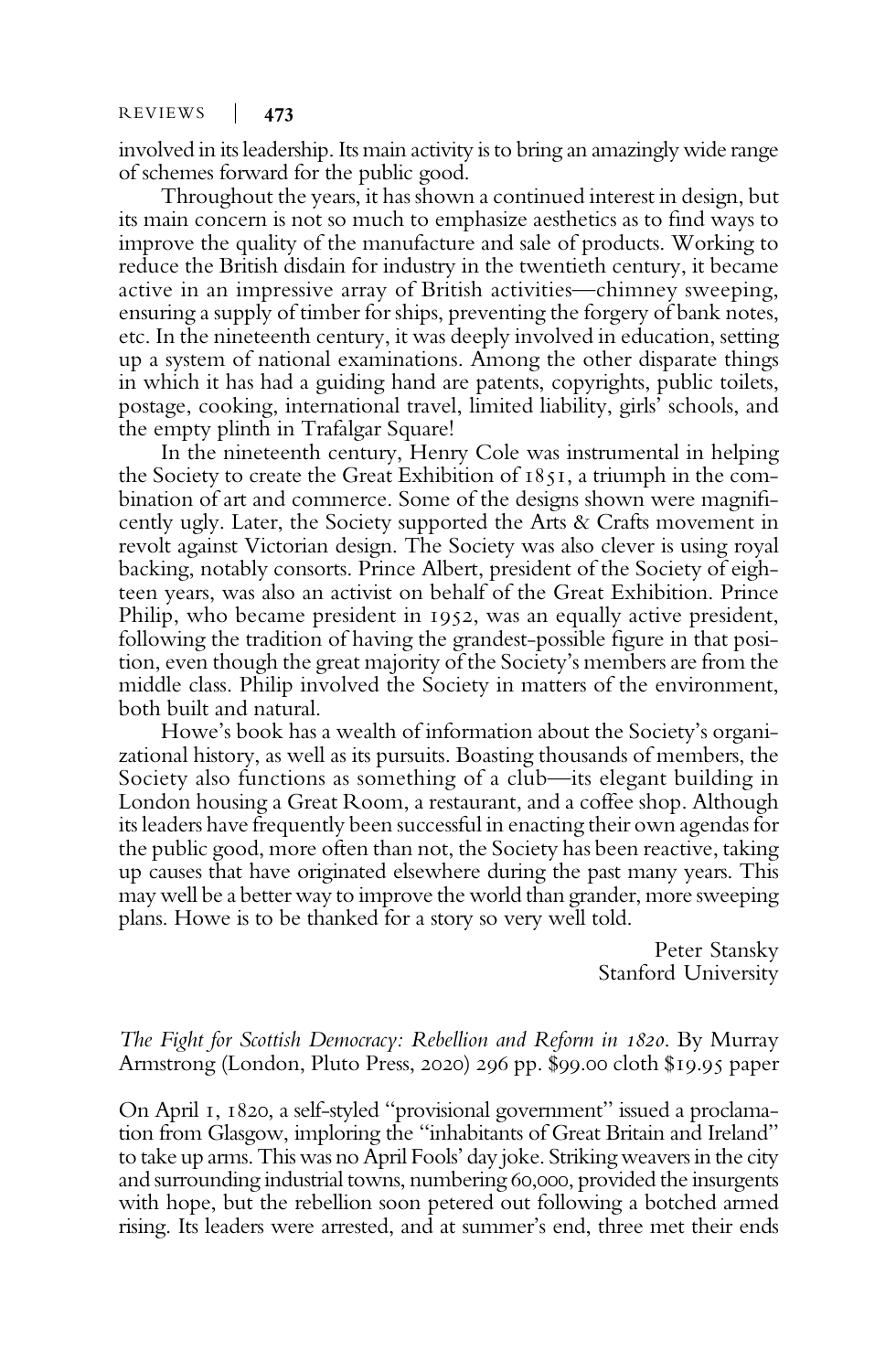involved in its leadership. Its main activity is to bring an amazingly wide range of schemes forward for the public good.

Throughout the years, it has shown a continued interest in design, but its main concern is not so much to emphasize aesthetics as to find ways to improve the quality of the manufacture and sale of products. Working to reduce the British disdain for industry in the twentieth century, it became active in an impressive array of British activities—chimney sweeping, ensuring a supply of timber for ships, preventing the forgery of bank notes, etc. In the nineteenth century, it was deeply involved in education, setting up a system of national examinations. Among the other disparate things in which it has had a guiding hand are patents, copyrights, public toilets, postage, cooking, international travel, limited liability, girls' schools, and the empty plinth in Trafalgar Square!

In the nineteenth century, Henry Cole was instrumental in helping the Society to create the Great Exhibition of 1851, a triumph in the combination of art and commerce. Some of the designs shown were magnificently ugly. Later, the Society supported the Arts & Crafts movement in revolt against Victorian design. The Society was also clever is using royal backing, notably consorts. Prince Albert, president of the Society of eighteen years, was also an activist on behalf of the Great Exhibition. Prince Philip, who became president in 1952, was an equally active president, following the tradition of having the grandest-possible figure in that position, even though the great majority of the Society's members are from the middle class. Philip involved the Society in matters of the environment, both built and natural.

Howe's book has a wealth of information about the Society's organizational history, as well as its pursuits. Boasting thousands of members, the Society also functions as something of a club—its elegant building in London housing a Great Room, a restaurant, and a coffee shop. Although its leaders have frequently been successful in enacting their own agendas for the public good, more often than not, the Society has been reactive, taking up causes that have originated elsewhere during the past many years. This may well be a better way to improve the world than grander, more sweeping plans. Howe is to be thanked for a story so very well told.

Peter Stansky
Stanford University

*The Fight for Scottish Democracy: Rebellion and Reform in 1820*. By Murray Armstrong (London, Pluto Press, 2020) 296 pp. $99.00 cloth $19.95 paper

On April 1, 1820, a self-styled "provisional government" issued a proclamation from Glasgow, imploring the "inhabitants of Great Britain and Ireland" to take up arms. This was no April Fools' day joke. Striking weavers in the city and surrounding industrial towns, numbering 60,000, provided the insurgents with hope, but the rebellion soon petered out following a botched armed rising. Its leaders were arrested, and at summer's end, three met their ends